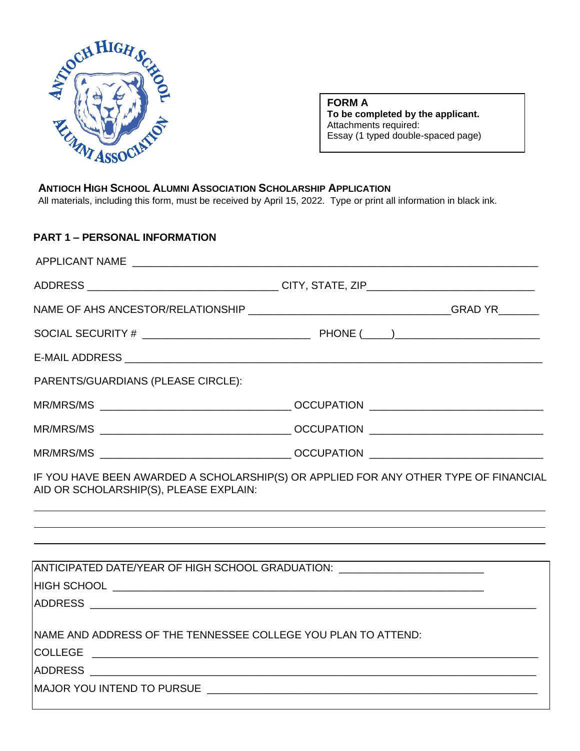**FORM A**
**To be completed by the applicant.**
Attachments required:
Essay (1 typed double-spaced page)

## ANTIOCH HIGH SCHOOL ALUMNI ASSOCIATION SCHOLARSHIP APPLICATION

All materials, including this form, must be received by April 15, 2022. Type or print all information in black ink.

### PART 1 – PERSONAL INFORMATION

APPLICANT NAME ______________________________________________________________________

ADDRESS ________________________________ CITY, STATE, ZIP____________________________

NAME OF AHS ANCESTOR/RELATIONSHIP __________________________________GRAD YR_______

SOCIAL SECURITY # ____________________________ PHONE (_____)_________________________

E-MAIL ADDRESS _______________________________________________________________________

PARENTS/GUARDIANS (PLEASE CIRCLE):

MR/MRS/MS ________________________________ OCCUPATION _____________________________

MR/MRS/MS ________________________________ OCCUPATION _____________________________

MR/MRS/MS ________________________________ OCCUPATION _____________________________

IF YOU HAVE BEEN AWARDED A SCHOLARSHIP(S) OR APPLIED FOR ANY OTHER TYPE OF FINANCIAL AID OR SCHOLARSHIP(S), PLEASE EXPLAIN:

_______________________________________________________________________________________

_______________________________________________________________________________________

_______________________________________________________________________________________

ANTICIPATED DATE/YEAR OF HIGH SCHOOL GRADUATION: ________________________

HIGH SCHOOL _______________________________________________________________

ADDRESS ______________________________________________________________________

NAME AND ADDRESS OF THE TENNESSEE COLLEGE YOU PLAN TO ATTEND:

COLLEGE ______________________________________________________________________

ADDRESS ______________________________________________________________________

MAJOR YOU INTEND TO PURSUE _____________________________________________________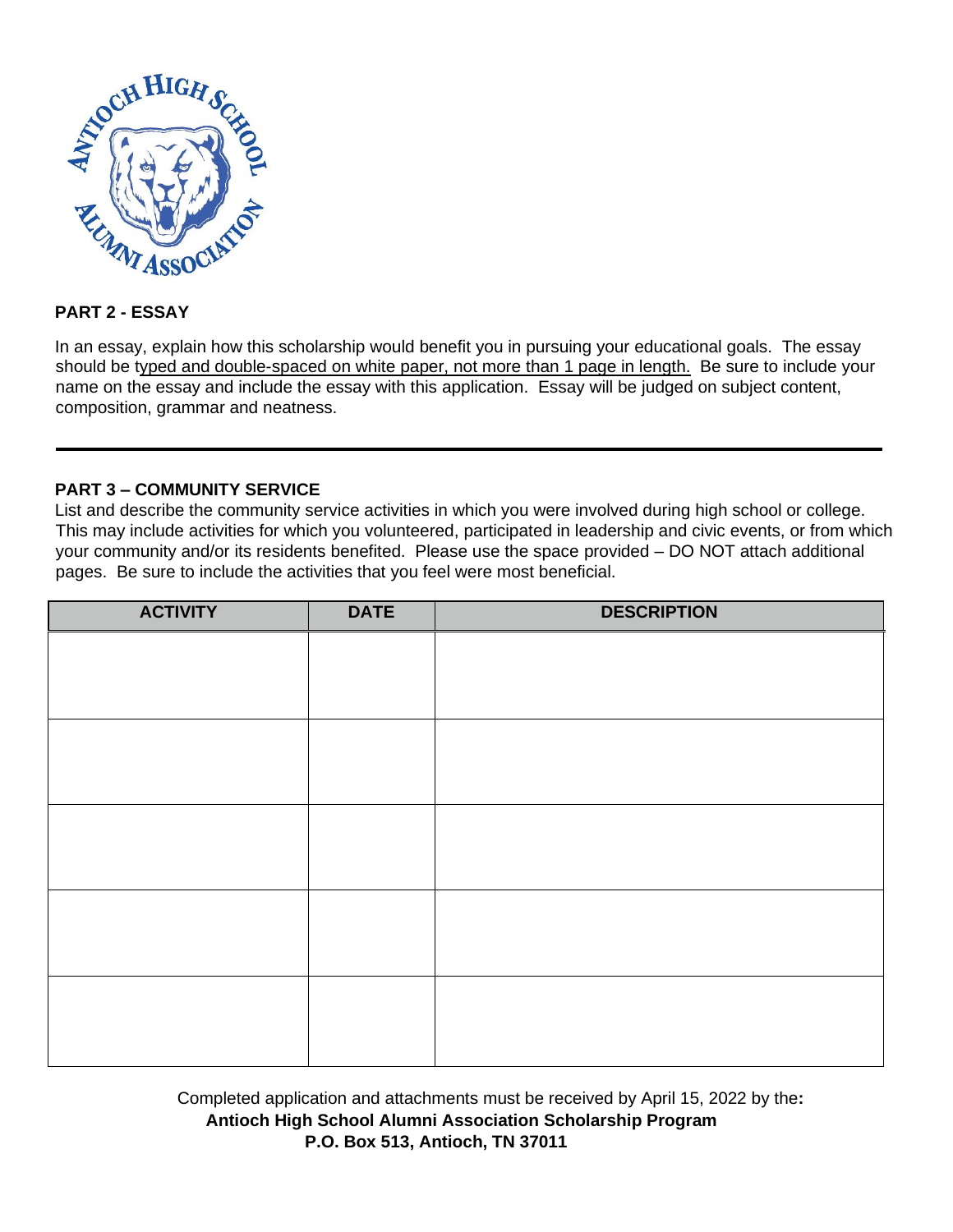## PART 2 - ESSAY

In an essay, explain how this scholarship would benefit you in pursuing your educational goals. The essay should be typed and double-spaced on white paper, not more than 1 page in length. Be sure to include your name on the essay and include the essay with this application. Essay will be judged on subject content, composition, grammar and neatness.

---

## PART 3 – COMMUNITY SERVICE

List and describe the community service activities in which you were involved during high school or college. This may include activities for which you volunteered, participated in leadership and civic events, or from which your community and/or its residents benefited. Please use the space provided – DO NOT attach additional pages. Be sure to include the activities that you feel were most beneficial.

| ACTIVITY | DATE | DESCRIPTION |
|---|---|---|
| | | |
| | | |
| | | |
| | | |
| | | |

Completed application and attachments must be received by April 15, 2022 by the:
**Antioch High School Alumni Association Scholarship Program**
**P.O. Box 513, Antioch, TN 37011**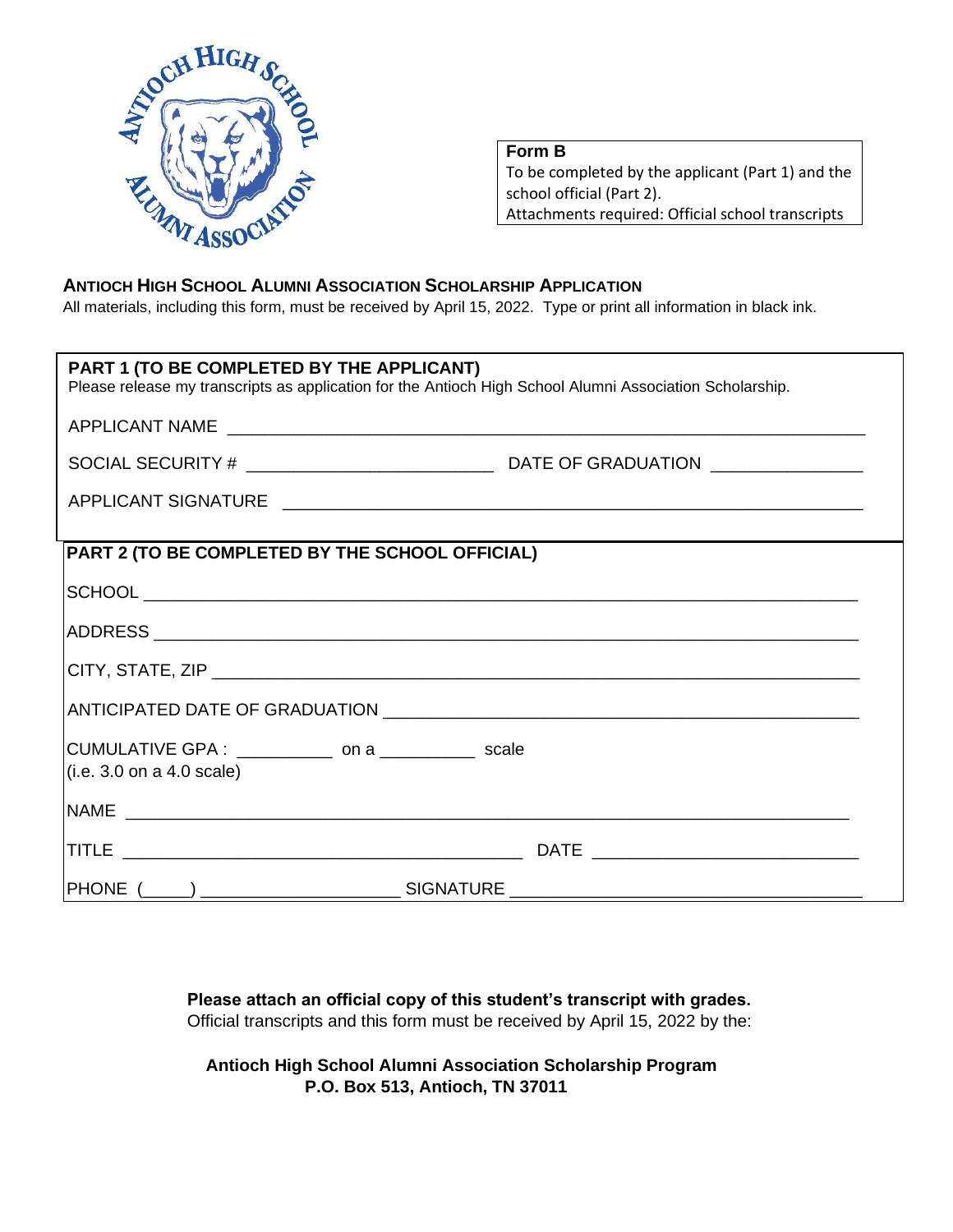**Form B**
To be completed by the applicant (Part 1) and the school official (Part 2).
Attachments required: Official school transcripts

## ANTIOCH HIGH SCHOOL ALUMNI ASSOCIATION SCHOLARSHIP APPLICATION

All materials, including this form, must be received by April 15, 2022. Type or print all information in black ink.

### PART 1 (TO BE COMPLETED BY THE APPLICANT)

Please release my transcripts as application for the Antioch High School Alumni Association Scholarship.

APPLICANT NAME ____________________________________________

SOCIAL SECURITY # ____________________ DATE OF GRADUATION ______________

APPLICANT SIGNATURE ____________________________________________

### PART 2 (TO BE COMPLETED BY THE SCHOOL OFFICIAL)

SCHOOL ____________________________________________

ADDRESS ____________________________________________

CITY, STATE, ZIP ____________________________________________

ANTICIPATED DATE OF GRADUATION ____________________________________________

CUMULATIVE GPA : __________ on a __________ scale
(i.e. 3.0 on a 4.0 scale)

NAME ____________________________________________

TITLE ______________________________ DATE ______________________

PHONE (_____) ____________________ SIGNATURE ______________________________

**Please attach an official copy of this student's transcript with grades.**
Official transcripts and this form must be received by April 15, 2022 by the:

**Antioch High School Alumni Association Scholarship Program**
**P.O. Box 513, Antioch, TN 37011**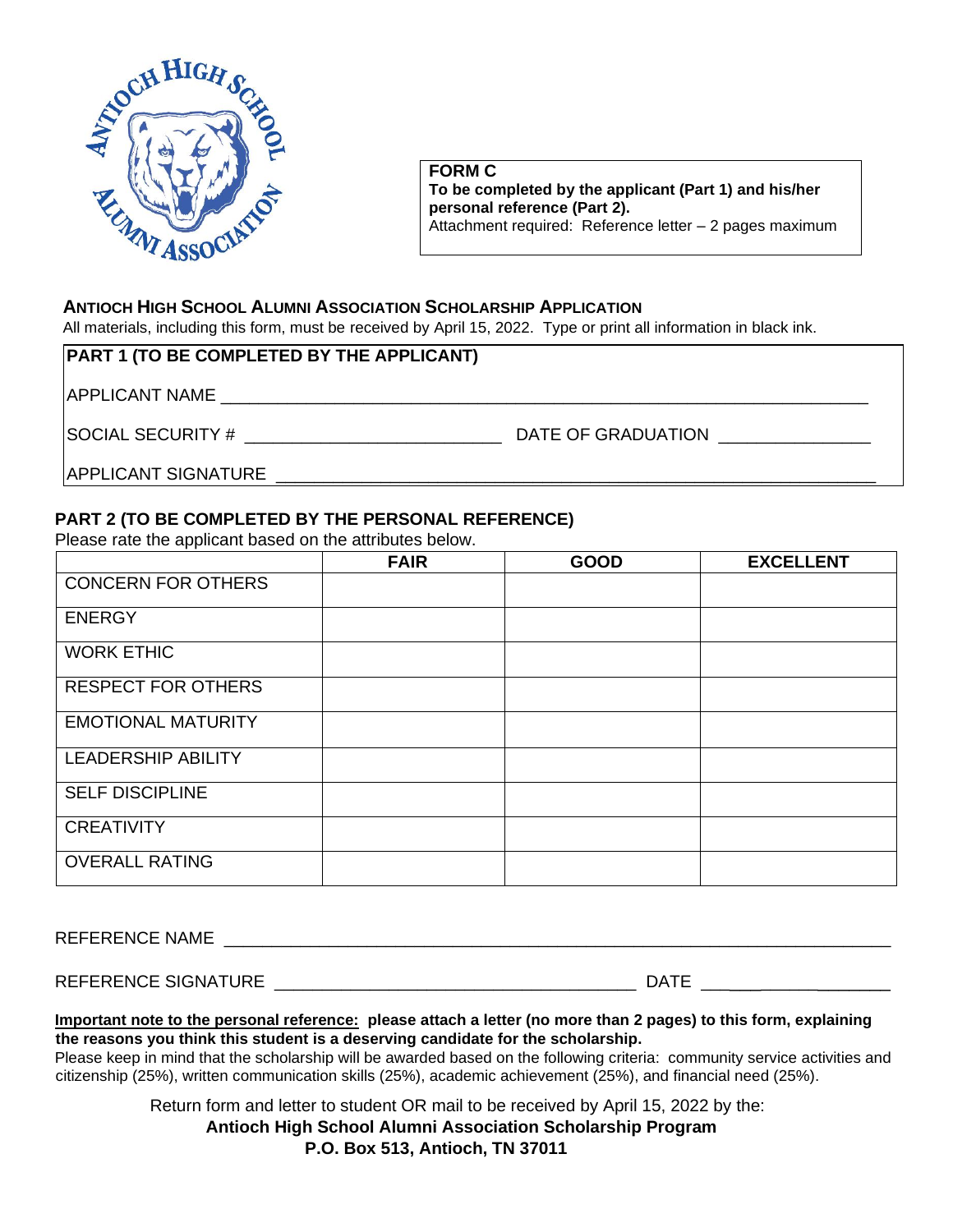**FORM C**
**To be completed by the applicant (Part 1) and his/her personal reference (Part 2).**
Attachment required: Reference letter – 2 pages maximum

## ANTIOCH HIGH SCHOOL ALUMNI ASSOCIATION SCHOLARSHIP APPLICATION

All materials, including this form, must be received by April 15, 2022. Type or print all information in black ink.

### PART 1 (TO BE COMPLETED BY THE APPLICANT)

APPLICANT NAME ______________________________________________________________

SOCIAL SECURITY # __________________________ DATE OF GRADUATION _______________

APPLICANT SIGNATURE __________________________________________________________

### PART 2 (TO BE COMPLETED BY THE PERSONAL REFERENCE)

Please rate the applicant based on the attributes below.

| | FAIR | GOOD | EXCELLENT |
|---|---|---|---|
| CONCERN FOR OTHERS | | | |
| ENERGY | | | |
| WORK ETHIC | | | |
| RESPECT FOR OTHERS | | | |
| EMOTIONAL MATURITY | | | |
| LEADERSHIP ABILITY | | | |
| SELF DISCIPLINE | | | |
| CREATIVITY | | | |
| OVERALL RATING | | | |

REFERENCE NAME ________________________________________________________________

REFERENCE SIGNATURE ____________________________________ DATE ____________________

**Important note to the personal reference: please attach a letter (no more than 2 pages) to this form, explaining the reasons you think this student is a deserving candidate for the scholarship.**
Please keep in mind that the scholarship will be awarded based on the following criteria: community service activities and citizenship (25%), written communication skills (25%), academic achievement (25%), and financial need (25%).

Return form and letter to student OR mail to be received by April 15, 2022 by the:
**Antioch High School Alumni Association Scholarship Program**
**P.O. Box 513, Antioch, TN 37011**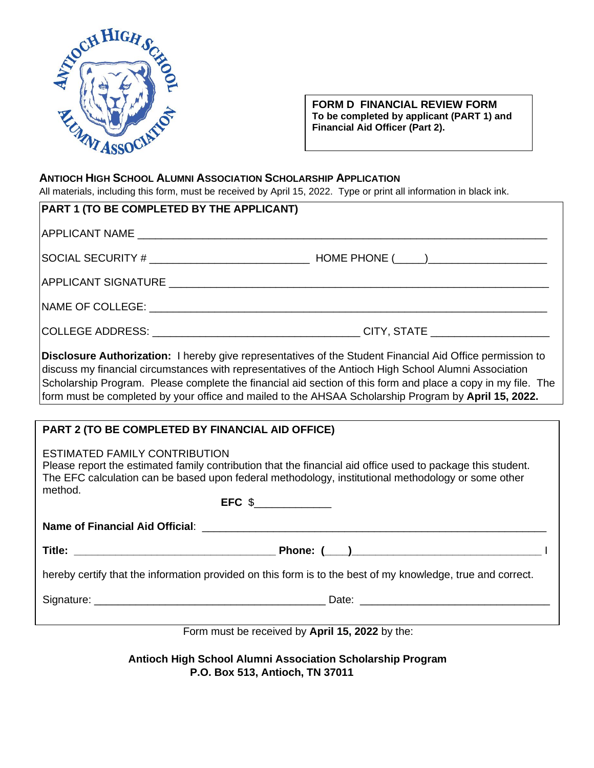**FORM D FINANCIAL REVIEW FORM**
**To be completed by applicant (PART 1) and Financial Aid Officer (Part 2).**

## ANTIOCH HIGH SCHOOL ALUMNI ASSOCIATION SCHOLARSHIP APPLICATION

All materials, including this form, must be received by April 15, 2022. Type or print all information in black ink.

**PART 1 (TO BE COMPLETED BY THE APPLICANT)**

APPLICANT NAME ____________________________________________________________________

SOCIAL SECURITY # ___________________________ HOME PHONE (_____)____________________

APPLICANT SIGNATURE _______________________________________________________________

NAME OF COLLEGE: __________________________________________________________________

COLLEGE ADDRESS: ___________________________________ CITY, STATE ____________________

**Disclosure Authorization:** I hereby give representatives of the Student Financial Aid Office permission to discuss my financial circumstances with representatives of the Antioch High School Alumni Association Scholarship Program. Please complete the financial aid section of this form and place a copy in my file. The form must be completed by your office and mailed to the AHSAA Scholarship Program by **April 15, 2022.**

**PART 2 (TO BE COMPLETED BY FINANCIAL AID OFFICE)**

ESTIMATED FAMILY CONTRIBUTION
Please report the estimated family contribution that the financial aid office used to package this student. The EFC calculation can be based upon federal methodology, institutional methodology or some other method.

**EFC** $_____________

**Name of Financial Aid Official**: ___________________________________________________________

**Title:** __________________________________ **Phone: (___)**_________________________________ I

hereby certify that the information provided on this form is to the best of my knowledge, true and correct.

Signature: ________________________________________ Date: ________________________________

Form must be received by **April 15, 2022** by the:

**Antioch High School Alumni Association Scholarship Program**
**P.O. Box 513, Antioch, TN 37011**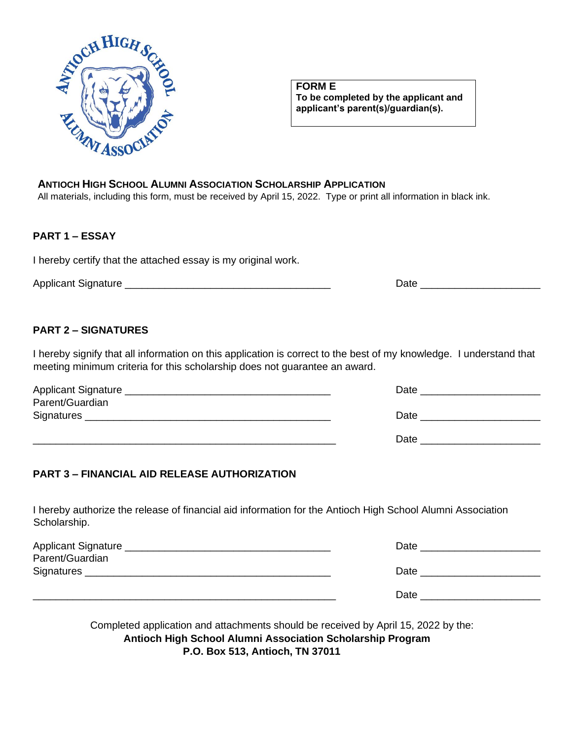**FORM E**
**To be completed by the applicant and applicant's parent(s)/guardian(s).**

## ANTIOCH HIGH SCHOOL ALUMNI ASSOCIATION SCHOLARSHIP APPLICATION

All materials, including this form, must be received by April 15, 2022. Type or print all information in black ink.

### PART 1 – ESSAY

I hereby certify that the attached essay is my original work.

Applicant Signature ___________________________________ Date ____________________

### PART 2 – SIGNATURES

I hereby signify that all information on this application is correct to the best of my knowledge. I understand that meeting minimum criteria for this scholarship does not guarantee an award.

Applicant Signature ___________________________________ Date ____________________

Parent/Guardian
Signatures ___________________________________________ Date ____________________

_____________________________________________________ Date ____________________

### PART 3 – FINANCIAL AID RELEASE AUTHORIZATION

I hereby authorize the release of financial aid information for the Antioch High School Alumni Association Scholarship.

Applicant Signature ___________________________________ Date ____________________

Parent/Guardian
Signatures ___________________________________________ Date ____________________

_____________________________________________________ Date ____________________

Completed application and attachments should be received by April 15, 2022 by the:
**Antioch High School Alumni Association Scholarship Program**
**P.O. Box 513, Antioch, TN 37011**